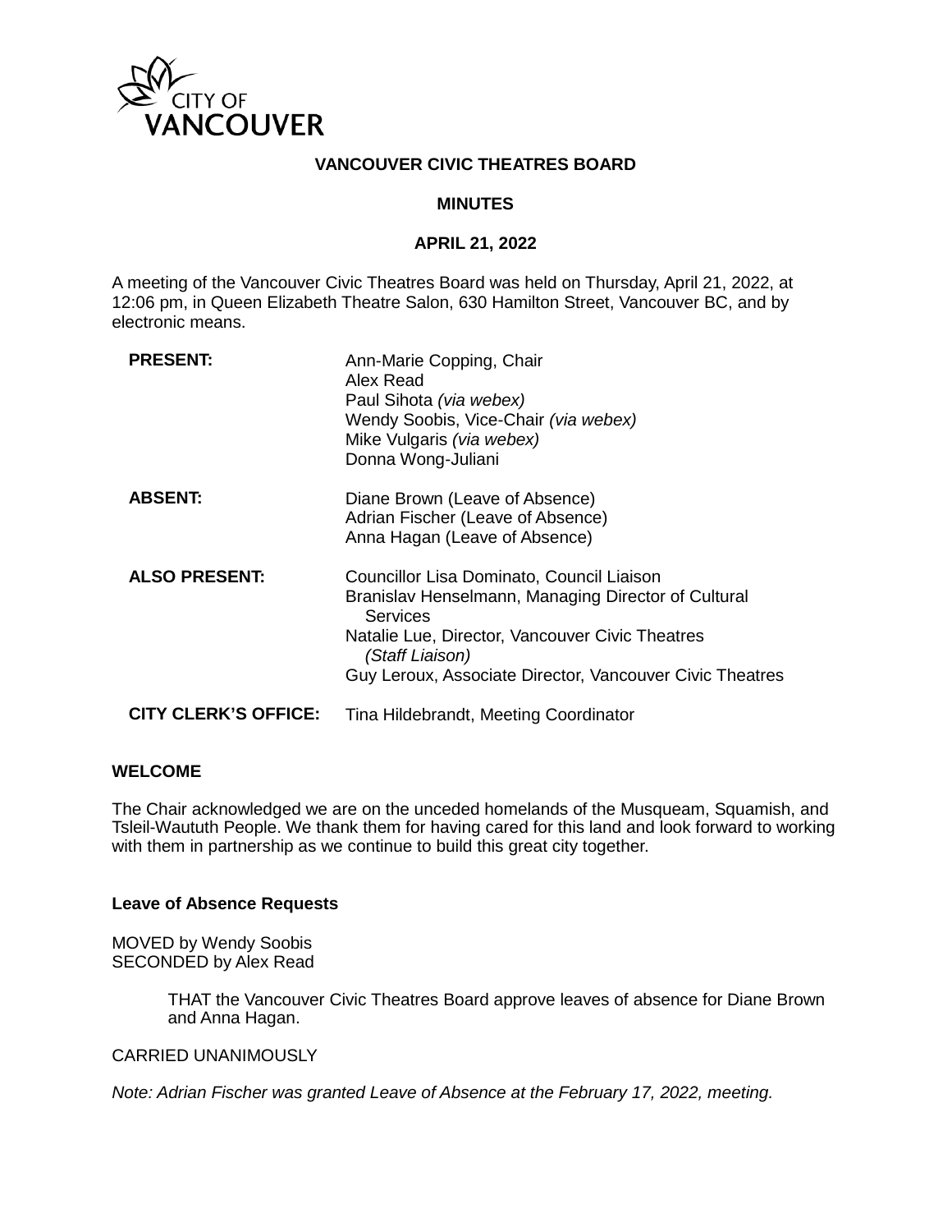CITY OF VANCOUVER

# VANCOUVER CIVIC THEATRES BOARD

## MINUTES

## APRIL 21, 2022

A meeting of the Vancouver Civic Theatres Board was held on Thursday, April 21, 2022, at 12:06 pm, in Queen Elizabeth Theatre Salon, 630 Hamilton Street, Vancouver BC, and by electronic means.

| | |
|---|---|
| **PRESENT:** | Ann-Marie Copping, Chair<br>Alex Read<br>Paul Sihota *(via webex)*<br>Wendy Soobis, Vice-Chair *(via webex)*<br>Mike Vulgaris *(via webex)*<br>Donna Wong-Juliani |
| **ABSENT:** | Diane Brown (Leave of Absence)<br>Adrian Fischer (Leave of Absence)<br>Anna Hagan (Leave of Absence) |
| **ALSO PRESENT:** | Councillor Lisa Dominato, Council Liaison<br>Branislav Henselmann, Managing Director of Cultural Services<br>Natalie Lue, Director, Vancouver Civic Theatres *(Staff Liaison)*<br>Guy Leroux, Associate Director, Vancouver Civic Theatres |
| **CITY CLERK'S OFFICE:** | Tina Hildebrandt, Meeting Coordinator |

### WELCOME

The Chair acknowledged we are on the unceded homelands of the Musqueam, Squamish, and Tsleil-Waututh People. We thank them for having cared for this land and look forward to working with them in partnership as we continue to build this great city together.

### Leave of Absence Requests

MOVED by Wendy Soobis
SECONDED by Alex Read

> THAT the Vancouver Civic Theatres Board approve leaves of absence for Diane Brown and Anna Hagan.

CARRIED UNANIMOUSLY

*Note: Adrian Fischer was granted Leave of Absence at the February 17, 2022, meeting.*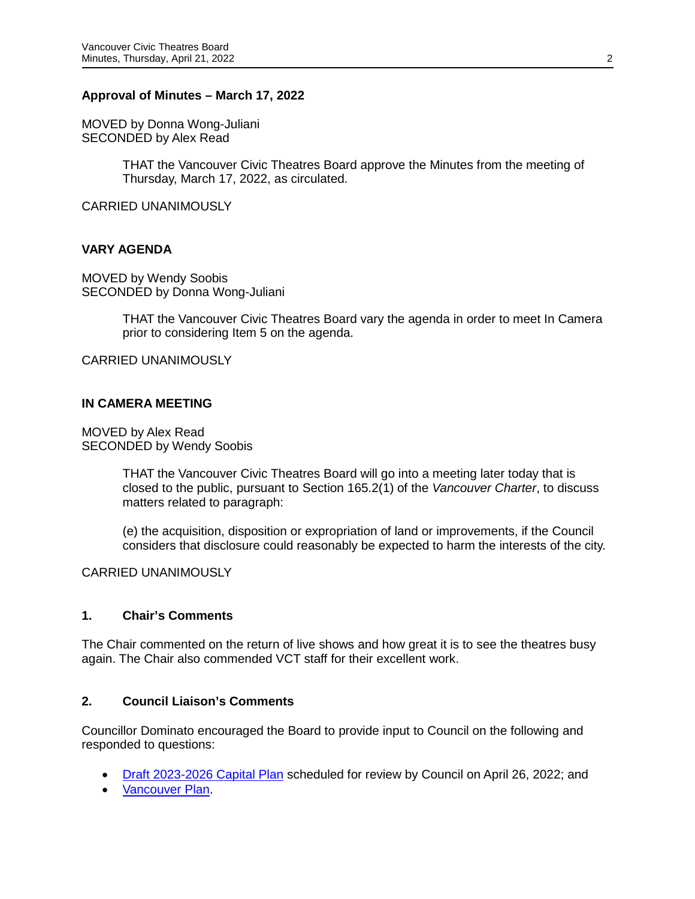**Approval of Minutes – March 17, 2022**

MOVED by Donna Wong-Juliani
SECONDED by Alex Read

> THAT the Vancouver Civic Theatres Board approve the Minutes from the meeting of Thursday, March 17, 2022, as circulated.

CARRIED UNANIMOUSLY

**VARY AGENDA**

MOVED by Wendy Soobis
SECONDED by Donna Wong-Juliani

> THAT the Vancouver Civic Theatres Board vary the agenda in order to meet In Camera prior to considering Item 5 on the agenda.

CARRIED UNANIMOUSLY

**IN CAMERA MEETING**

MOVED by Alex Read
SECONDED by Wendy Soobis

> THAT the Vancouver Civic Theatres Board will go into a meeting later today that is closed to the public, pursuant to Section 165.2(1) of the *Vancouver Charter*, to discuss matters related to paragraph:
>
> (e) the acquisition, disposition or expropriation of land or improvements, if the Council considers that disclosure could reasonably be expected to harm the interests of the city.

CARRIED UNANIMOUSLY

**1. Chair's Comments**

The Chair commented on the return of live shows and how great it is to see the theatres busy again. The Chair also commended VCT staff for their excellent work.

**2. Council Liaison's Comments**

Councillor Dominato encouraged the Board to provide input to Council on the following and responded to questions:

- Draft 2023-2026 Capital Plan scheduled for review by Council on April 26, 2022; and
- Vancouver Plan.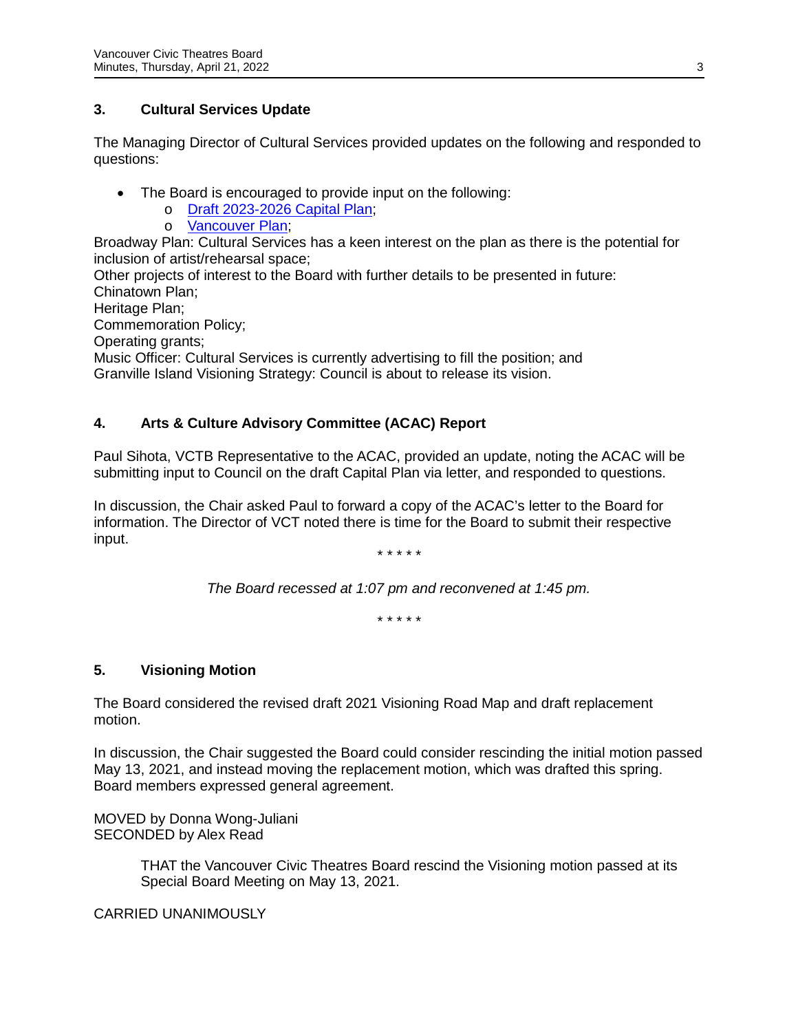## 3. Cultural Services Update

The Managing Director of Cultural Services provided updates on the following and responded to questions:

- The Board is encouraged to provide input on the following:
  - Draft 2023-2026 Capital Plan;
  - Vancouver Plan;

Broadway Plan: Cultural Services has a keen interest on the plan as there is the potential for inclusion of artist/rehearsal space;
Other projects of interest to the Board with further details to be presented in future:
Chinatown Plan;
Heritage Plan;
Commemoration Policy;
Operating grants;
Music Officer: Cultural Services is currently advertising to fill the position; and
Granville Island Visioning Strategy: Council is about to release its vision.

## 4. Arts & Culture Advisory Committee (ACAC) Report

Paul Sihota, VCTB Representative to the ACAC, provided an update, noting the ACAC will be submitting input to Council on the draft Capital Plan via letter, and responded to questions.

In discussion, the Chair asked Paul to forward a copy of the ACAC's letter to the Board for information. The Director of VCT noted there is time for the Board to submit their respective input.

\* \* \* \* \*

*The Board recessed at 1:07 pm and reconvened at 1:45 pm.*

\* \* \* \* \*

## 5. Visioning Motion

The Board considered the revised draft 2021 Visioning Road Map and draft replacement motion.

In discussion, the Chair suggested the Board could consider rescinding the initial motion passed May 13, 2021, and instead moving the replacement motion, which was drafted this spring. Board members expressed general agreement.

MOVED by Donna Wong-Juliani
SECONDED by Alex Read

> THAT the Vancouver Civic Theatres Board rescind the Visioning motion passed at its Special Board Meeting on May 13, 2021.

CARRIED UNANIMOUSLY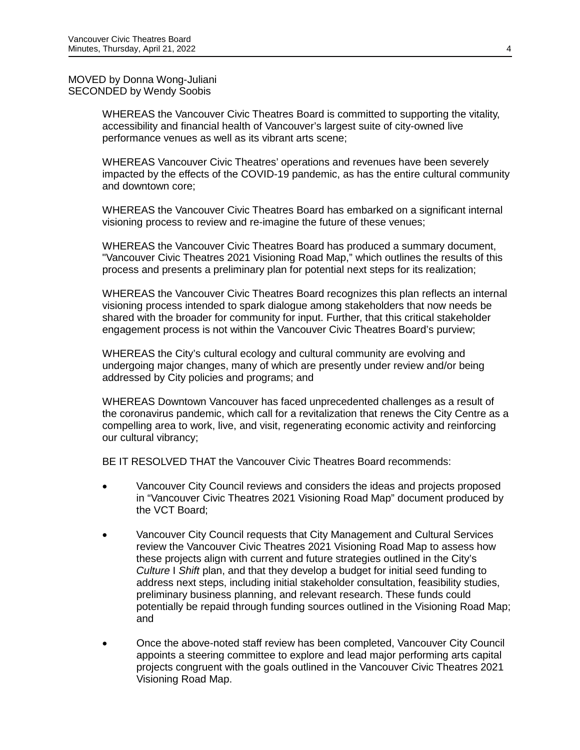MOVED by Donna Wong-Juliani
SECONDED by Wendy Soobis

WHEREAS the Vancouver Civic Theatres Board is committed to supporting the vitality, accessibility and financial health of Vancouver's largest suite of city-owned live performance venues as well as its vibrant arts scene;

WHEREAS Vancouver Civic Theatres' operations and revenues have been severely impacted by the effects of the COVID-19 pandemic, as has the entire cultural community and downtown core;

WHEREAS the Vancouver Civic Theatres Board has embarked on a significant internal visioning process to review and re-imagine the future of these venues;

WHEREAS the Vancouver Civic Theatres Board has produced a summary document, "Vancouver Civic Theatres 2021 Visioning Road Map," which outlines the results of this process and presents a preliminary plan for potential next steps for its realization;

WHEREAS the Vancouver Civic Theatres Board recognizes this plan reflects an internal visioning process intended to spark dialogue among stakeholders that now needs be shared with the broader for community for input. Further, that this critical stakeholder engagement process is not within the Vancouver Civic Theatres Board's purview;

WHEREAS the City's cultural ecology and cultural community are evolving and undergoing major changes, many of which are presently under review and/or being addressed by City policies and programs; and

WHEREAS Downtown Vancouver has faced unprecedented challenges as a result of the coronavirus pandemic, which call for a revitalization that renews the City Centre as a compelling area to work, live, and visit, regenerating economic activity and reinforcing our cultural vibrancy;

BE IT RESOLVED THAT the Vancouver Civic Theatres Board recommends:

- Vancouver City Council reviews and considers the ideas and projects proposed in "Vancouver Civic Theatres 2021 Visioning Road Map" document produced by the VCT Board;
- Vancouver City Council requests that City Management and Cultural Services review the Vancouver Civic Theatres 2021 Visioning Road Map to assess how these projects align with current and future strategies outlined in the City's *Culture* I *Shift* plan, and that they develop a budget for initial seed funding to address next steps, including initial stakeholder consultation, feasibility studies, preliminary business planning, and relevant research. These funds could potentially be repaid through funding sources outlined in the Visioning Road Map; and
- Once the above-noted staff review has been completed, Vancouver City Council appoints a steering committee to explore and lead major performing arts capital projects congruent with the goals outlined in the Vancouver Civic Theatres 2021 Visioning Road Map.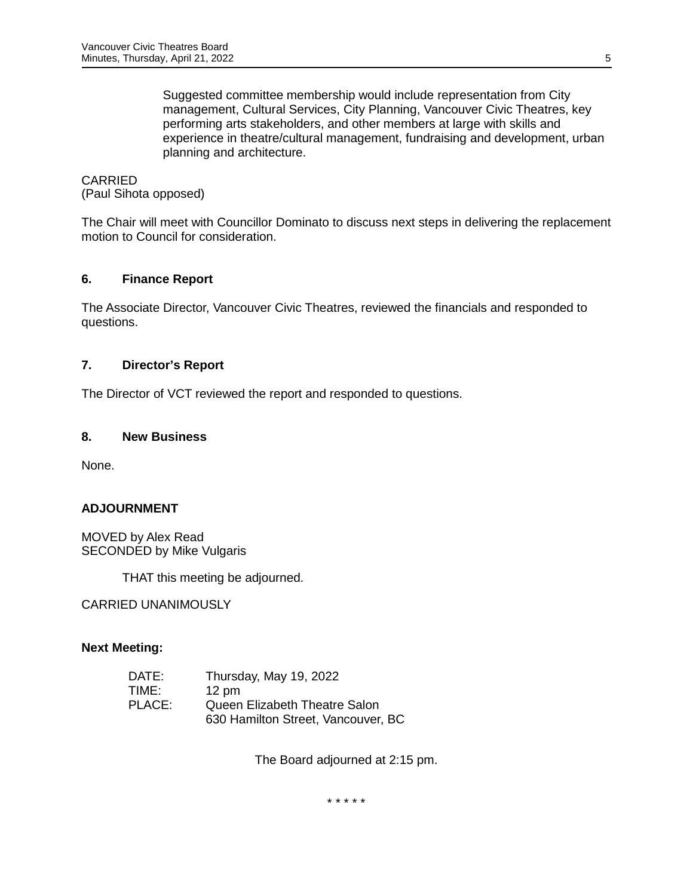Suggested committee membership would include representation from City management, Cultural Services, City Planning, Vancouver Civic Theatres, key performing arts stakeholders, and other members at large with skills and experience in theatre/cultural management, fundraising and development, urban planning and architecture.

CARRIED
(Paul Sihota opposed)

The Chair will meet with Councillor Dominato to discuss next steps in delivering the replacement motion to Council for consideration.

## 6. Finance Report

The Associate Director, Vancouver Civic Theatres, reviewed the financials and responded to questions.

## 7. Director's Report

The Director of VCT reviewed the report and responded to questions.

## 8. New Business

None.

## ADJOURNMENT

MOVED by Alex Read
SECONDED by Mike Vulgaris

THAT this meeting be adjourned.

CARRIED UNANIMOUSLY

**Next Meeting:**

| | |
|---|---|
| DATE: | Thursday, May 19, 2022 |
| TIME: | 12 pm |
| PLACE: | Queen Elizabeth Theatre Salon<br>630 Hamilton Street, Vancouver, BC |

The Board adjourned at 2:15 pm.

* * * * *